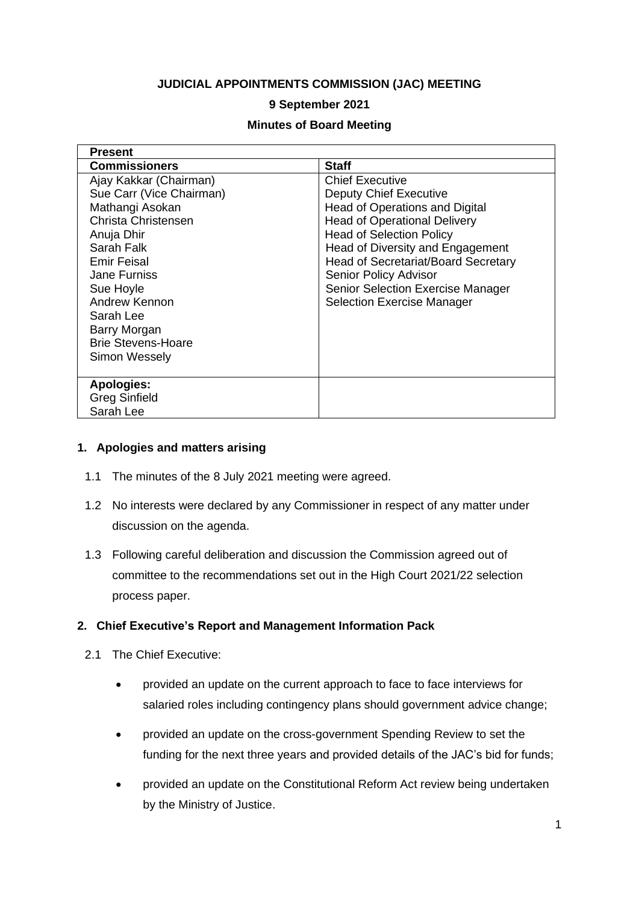**JUDICIAL APPOINTMENTS COMMISSION (JAC) MEETING**

**9 September 2021**

**Minutes of Board Meeting**

| **Present** | |
|---|---|
| **Commissioners** | **Staff** |
| Ajay Kakkar (Chairman)<br>Sue Carr (Vice Chairman)<br>Mathangi Asokan<br>Christa Christensen<br>Anuja Dhir<br>Sarah Falk<br>Emir Feisal<br>Jane Furniss<br>Sue Hoyle<br>Andrew Kennon<br>Sarah Lee<br>Barry Morgan<br>Brie Stevens-Hoare<br>Simon Wessely | Chief Executive<br>Deputy Chief Executive<br>Head of Operations and Digital<br>Head of Operational Delivery<br>Head of Selection Policy<br>Head of Diversity and Engagement<br>Head of Secretariat/Board Secretary<br>Senior Policy Advisor<br>Senior Selection Exercise Manager<br>Selection Exercise Manager |
| **Apologies:**<br>Greg Sinfield<br>Sarah Lee | |

**1. Apologies and matters arising**

1.1 The minutes of the 8 July 2021 meeting were agreed.

1.2 No interests were declared by any Commissioner in respect of any matter under discussion on the agenda.

1.3 Following careful deliberation and discussion the Commission agreed out of committee to the recommendations set out in the High Court 2021/22 selection process paper.

**2. Chief Executive's Report and Management Information Pack**

2.1 The Chief Executive:

- provided an update on the current approach to face to face interviews for salaried roles including contingency plans should government advice change;
- provided an update on the cross-government Spending Review to set the funding for the next three years and provided details of the JAC's bid for funds;
- provided an update on the Constitutional Reform Act review being undertaken by the Ministry of Justice.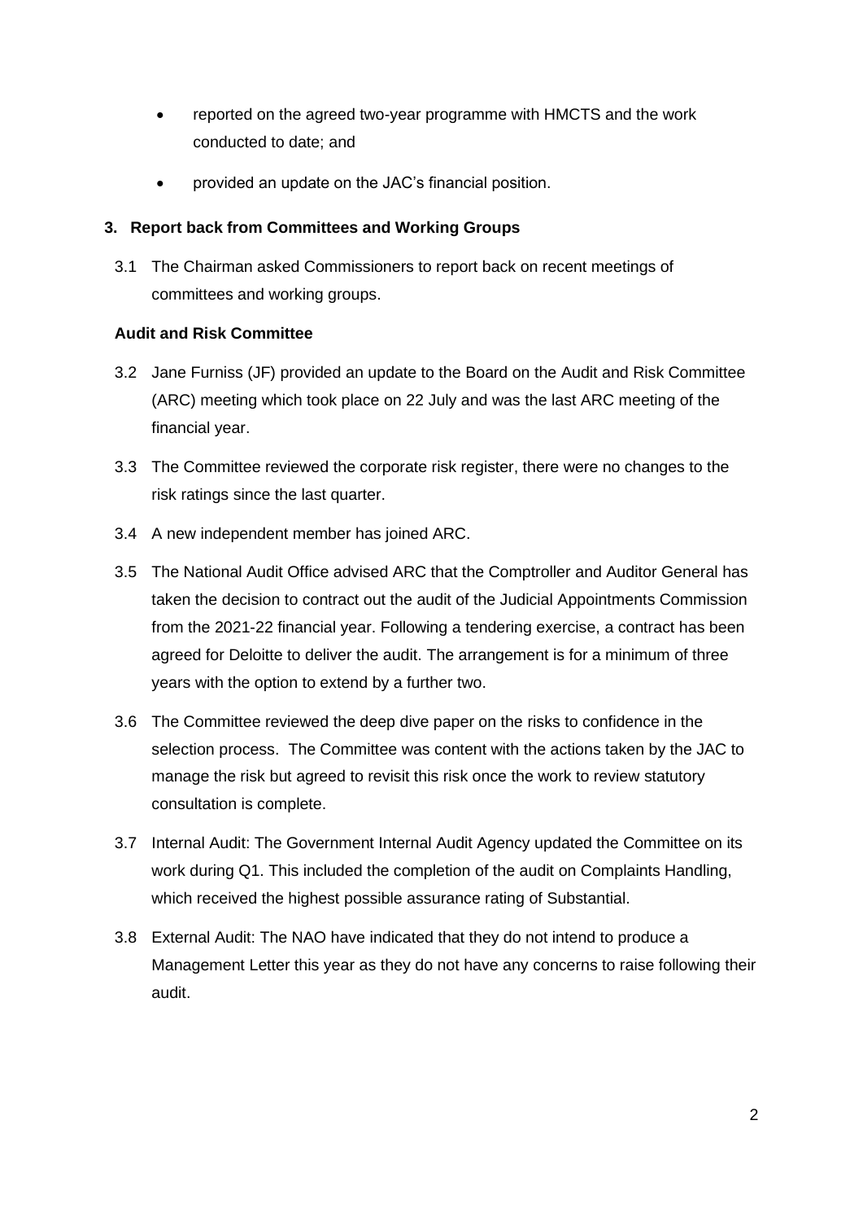- reported on the agreed two-year programme with HMCTS and the work conducted to date; and
- provided an update on the JAC's financial position.

## 3. Report back from Committees and Working Groups

3.1 The Chairman asked Commissioners to report back on recent meetings of committees and working groups.

### Audit and Risk Committee

3.2 Jane Furniss (JF) provided an update to the Board on the Audit and Risk Committee (ARC) meeting which took place on 22 July and was the last ARC meeting of the financial year.

3.3 The Committee reviewed the corporate risk register, there were no changes to the risk ratings since the last quarter.

3.4 A new independent member has joined ARC.

3.5 The National Audit Office advised ARC that the Comptroller and Auditor General has taken the decision to contract out the audit of the Judicial Appointments Commission from the 2021-22 financial year. Following a tendering exercise, a contract has been agreed for Deloitte to deliver the audit. The arrangement is for a minimum of three years with the option to extend by a further two.

3.6 The Committee reviewed the deep dive paper on the risks to confidence in the selection process. The Committee was content with the actions taken by the JAC to manage the risk but agreed to revisit this risk once the work to review statutory consultation is complete.

3.7 Internal Audit: The Government Internal Audit Agency updated the Committee on its work during Q1. This included the completion of the audit on Complaints Handling, which received the highest possible assurance rating of Substantial.

3.8 External Audit: The NAO have indicated that they do not intend to produce a Management Letter this year as they do not have any concerns to raise following their audit.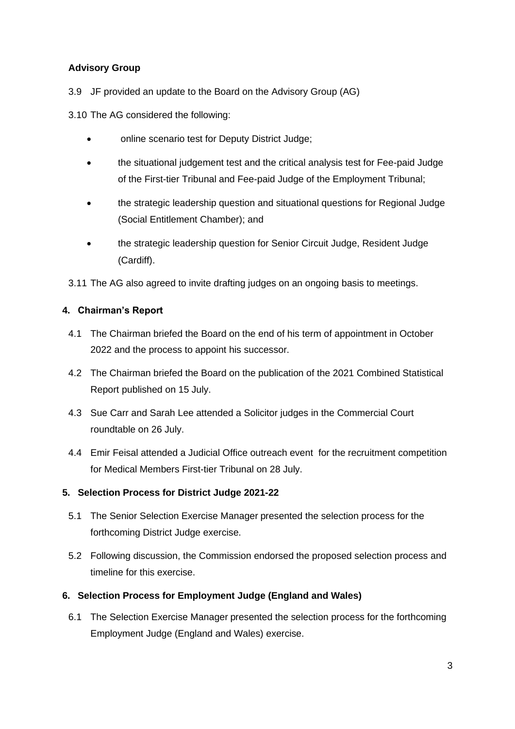**Advisory Group**

3.9 JF provided an update to the Board on the Advisory Group (AG)

3.10 The AG considered the following:

- online scenario test for Deputy District Judge;
- the situational judgement test and the critical analysis test for Fee-paid Judge of the First-tier Tribunal and Fee-paid Judge of the Employment Tribunal;
- the strategic leadership question and situational questions for Regional Judge (Social Entitlement Chamber); and
- the strategic leadership question for Senior Circuit Judge, Resident Judge (Cardiff).

3.11 The AG also agreed to invite drafting judges on an ongoing basis to meetings.

## 4. Chairman's Report

4.1 The Chairman briefed the Board on the end of his term of appointment in October 2022 and the process to appoint his successor.

4.2 The Chairman briefed the Board on the publication of the 2021 Combined Statistical Report published on 15 July.

4.3 Sue Carr and Sarah Lee attended a Solicitor judges in the Commercial Court roundtable on 26 July.

4.4 Emir Feisal attended a Judicial Office outreach event for the recruitment competition for Medical Members First-tier Tribunal on 28 July.

## 5. Selection Process for District Judge 2021-22

5.1 The Senior Selection Exercise Manager presented the selection process for the forthcoming District Judge exercise.

5.2 Following discussion, the Commission endorsed the proposed selection process and timeline for this exercise.

## 6. Selection Process for Employment Judge (England and Wales)

6.1 The Selection Exercise Manager presented the selection process for the forthcoming Employment Judge (England and Wales) exercise.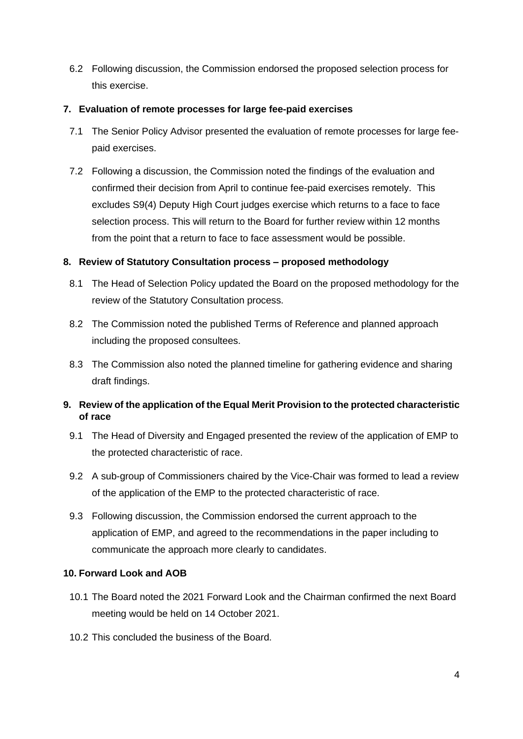6.2 Following discussion, the Commission endorsed the proposed selection process for this exercise.

## 7. Evaluation of remote processes for large fee-paid exercises

7.1 The Senior Policy Advisor presented the evaluation of remote processes for large fee-paid exercises.

7.2 Following a discussion, the Commission noted the findings of the evaluation and confirmed their decision from April to continue fee-paid exercises remotely. This excludes S9(4) Deputy High Court judges exercise which returns to a face to face selection process. This will return to the Board for further review within 12 months from the point that a return to face to face assessment would be possible.

## 8. Review of Statutory Consultation process – proposed methodology

8.1 The Head of Selection Policy updated the Board on the proposed methodology for the review of the Statutory Consultation process.

8.2 The Commission noted the published Terms of Reference and planned approach including the proposed consultees.

8.3 The Commission also noted the planned timeline for gathering evidence and sharing draft findings.

## 9. Review of the application of the Equal Merit Provision to the protected characteristic of race

9.1 The Head of Diversity and Engaged presented the review of the application of EMP to the protected characteristic of race.

9.2 A sub-group of Commissioners chaired by the Vice-Chair was formed to lead a review of the application of the EMP to the protected characteristic of race.

9.3 Following discussion, the Commission endorsed the current approach to the application of EMP, and agreed to the recommendations in the paper including to communicate the approach more clearly to candidates.

## 10. Forward Look and AOB

10.1 The Board noted the 2021 Forward Look and the Chairman confirmed the next Board meeting would be held on 14 October 2021.

10.2 This concluded the business of the Board.